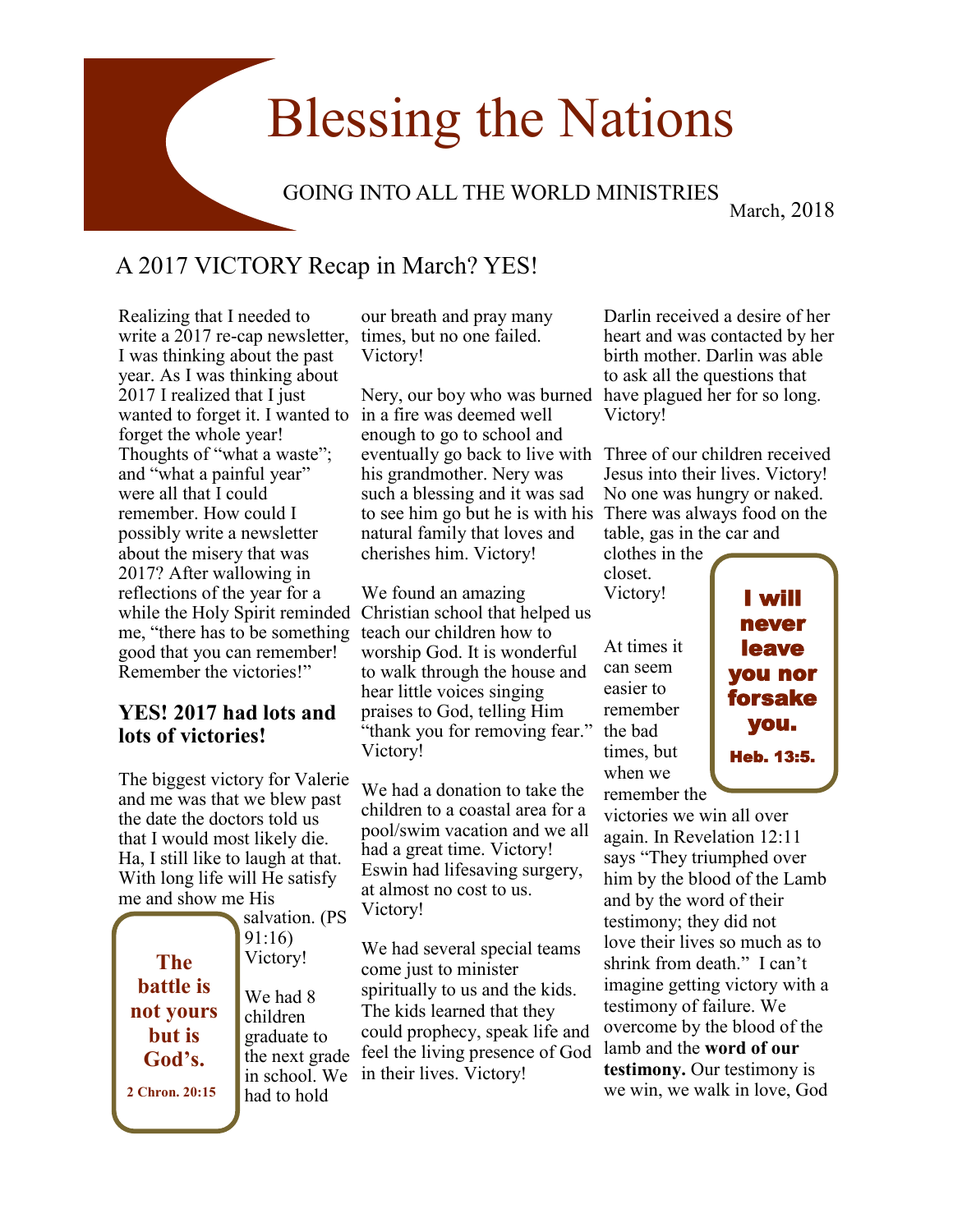# Blessing the Nations

GOING INTO ALL THE WORLD MINISTRIES

March, 2018

## A 2017 VICTORY Recap in March? YES!

Realizing that I needed to write a 2017 re-cap newsletter, I was thinking about the past year. As I was thinking about 2017 I realized that I just wanted to forget it. I wanted to forget the whole year! Thoughts of "what a waste"; and "what a painful year" were all that I could remember. How could I possibly write a newsletter about the misery that was 2017? After wallowing in reflections of the year for a while the Holy Spirit reminded me, "there has to be something good that you can remember! Remember the victories!"

### YES! 2017 had lots and lots of victories!

The biggest victory for Valerie and me was that we blew past the date the doctors told us that I would most likely die. Ha, I still like to laugh at that. With long life will He satisfy me and show me His salvation. (PS 91:16) Victory!

> **The battle is not yours but is God's.**
>
> **2 Chron. 20:15**

We had 8 children graduate to the next grade in school. We had to hold our breath and pray many times, but no one failed. Victory!

Nery, our boy who was burned in a fire was deemed well enough to go to school and eventually go back to live with his grandmother. Nery was such a blessing and it was sad to see him go but he is with his natural family that loves and cherishes him. Victory!

We found an amazing Christian school that helped us teach our children how to worship God. It is wonderful to walk through the house and hear little voices singing praises to God, telling Him "thank you for removing fear." Victory!

We had a donation to take the children to a coastal area for a pool/swim vacation and we all had a great time. Victory! Eswin had lifesaving surgery, at almost no cost to us. Victory!

We had several special teams come just to minister spiritually to us and the kids. The kids learned that they could prophecy, speak life and feel the living presence of God in their lives. Victory!

Darlin received a desire of her heart and was contacted by her birth mother. Darlin was able to ask all the questions that have plagued her for so long. Victory!

Three of our children received Jesus into their lives. Victory! No one was hungry or naked. There was always food on the table, gas in the car and clothes in the closet. Victory!

> **I will never leave you nor forsake you.**
>
> **Heb. 13:5.**

At times it can seem easier to remember the bad times, but when we remember the victories we win all over again. In Revelation 12:11 says "They triumphed over him by the blood of the Lamb and by the word of their testimony; they did not love their lives so much as to shrink from death." I can't imagine getting victory with a testimony of failure. We overcome by the blood of the lamb and the **word of our testimony.** Our testimony is we win, we walk in love, God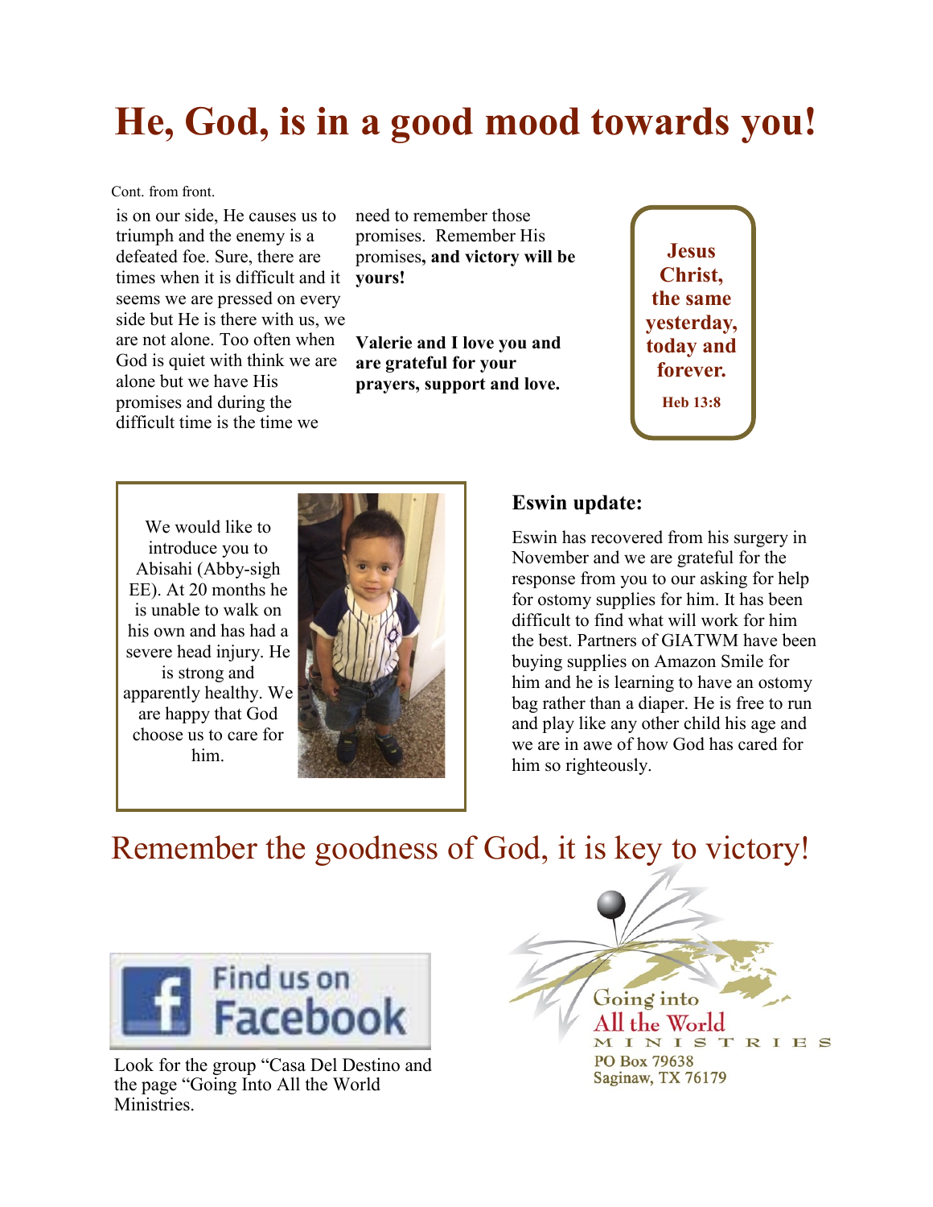# He, God, is in a good mood towards you!

Cont. from front.

is on our side, He causes us to triumph and the enemy is a defeated foe. Sure, there are times when it is difficult and it seems we are pressed on every side but He is there with us, we are not alone. Too often when God is quiet with think we are alone but we have His promises and during the difficult time is the time we need to remember those promises. Remember His promises**, and victory will be yours!**

**Valerie and I love you and are grateful for your prayers, support and love.**

**Jesus Christ, the same yesterday, today and forever.**

**Heb 13:8**

We would like to introduce you to Abisahi (Abby-sigh EE). At 20 months he is unable to walk on his own and has had a severe head injury. He is strong and apparently healthy. We are happy that God choose us to care for him.

### Eswin update:

Eswin has recovered from his surgery in November and we are grateful for the response from you to our asking for help for ostomy supplies for him. It has been difficult to find what will work for him the best. Partners of GIATWM have been buying supplies on Amazon Smile for him and he is learning to have an ostomy bag rather than a diaper. He is free to run and play like any other child his age and we are in awe of how God has cared for him so righteously.

## Remember the goodness of God, it is key to victory!

Find us on Facebook

Look for the group "Casa Del Destino and the page "Going Into All the World Ministries.

Going into All the World MINISTRIES
PO Box 79638
Saginaw, TX 76179